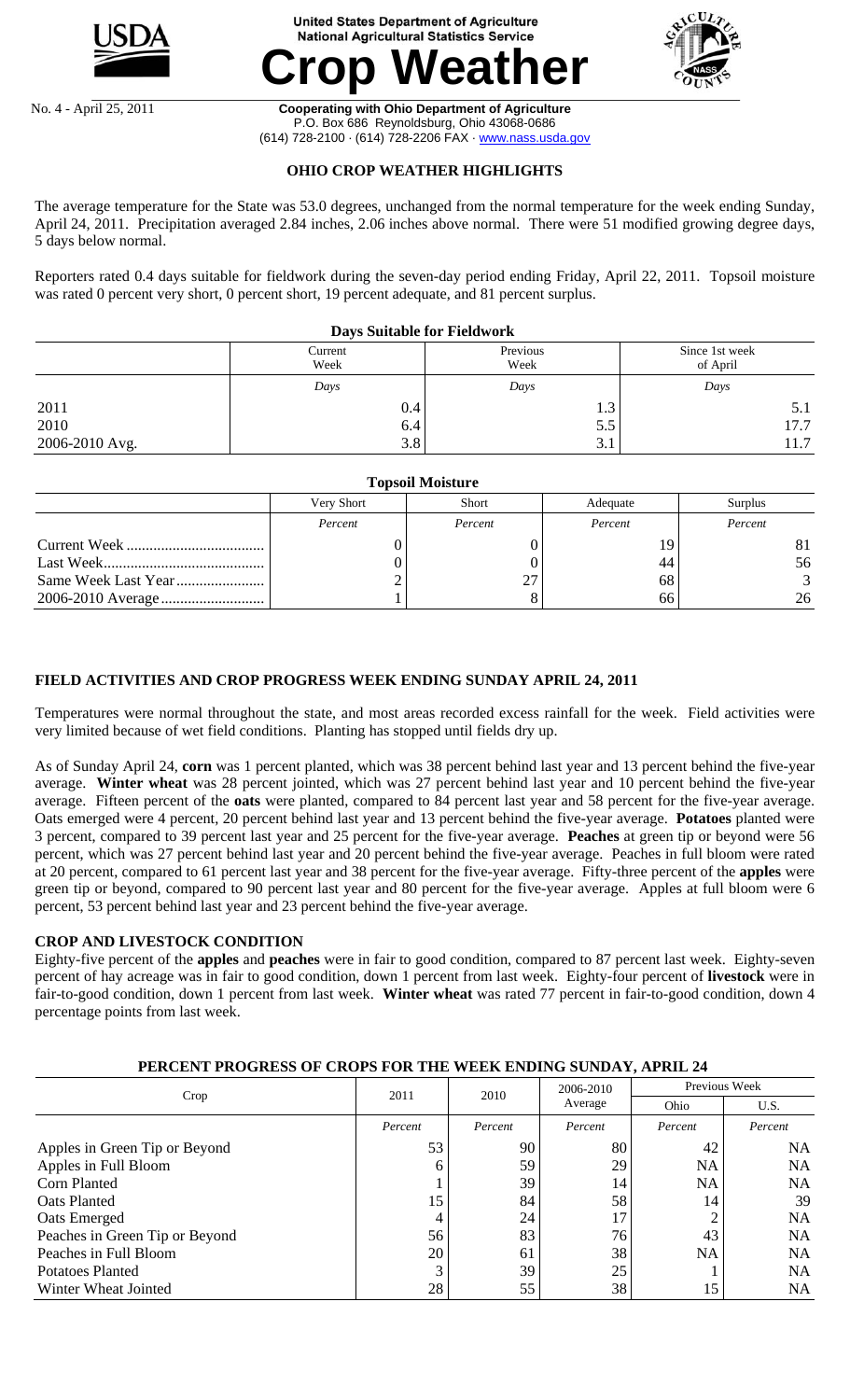United States Department of Agriculture
National Agricultural Statistics Service

# Crop Weather

No. 4 - April 25, 2011

**Cooperating with Ohio Department of Agriculture**
P.O. Box 686 Reynoldsburg, Ohio 43068-0686
(614) 728-2100 · (614) 728-2206 FAX · www.nass.usda.gov

## OHIO CROP WEATHER HIGHLIGHTS

The average temperature for the State was 53.0 degrees, unchanged from the normal temperature for the week ending Sunday, April 24, 2011. Precipitation averaged 2.84 inches, 2.06 inches above normal. There were 51 modified growing degree days, 5 days below normal.

Reporters rated 0.4 days suitable for fieldwork during the seven-day period ending Friday, April 22, 2011. Topsoil moisture was rated 0 percent very short, 0 percent short, 19 percent adequate, and 81 percent surplus.

**Days Suitable for Fieldwork**

| | Current Week | Previous Week | Since 1st week of April |
|---|---|---|---|
| | *Days* | *Days* | *Days* |
| 2011 | 0.4 | 1.3 | 5.1 |
| 2010 | 6.4 | 5.5 | 17.7 |
| 2006-2010 Avg. | 3.8 | 3.1 | 11.7 |

**Topsoil Moisture**

| | Very Short | Short | Adequate | Surplus |
|---|---|---|---|---|
| | *Percent* | *Percent* | *Percent* | *Percent* |
| Current Week | 0 | 0 | 19 | 81 |
| Last Week | 0 | 0 | 44 | 56 |
| Same Week Last Year | 2 | 27 | 68 | 3 |
| 2006-2010 Average | 1 | 8 | 66 | 26 |

## FIELD ACTIVITIES AND CROP PROGRESS WEEK ENDING SUNDAY APRIL 24, 2011

Temperatures were normal throughout the state, and most areas recorded excess rainfall for the week. Field activities were very limited because of wet field conditions. Planting has stopped until fields dry up.

As of Sunday April 24, **corn** was 1 percent planted, which was 38 percent behind last year and 13 percent behind the five-year average. **Winter wheat** was 28 percent jointed, which was 27 percent behind last year and 10 percent behind the five-year average. Fifteen percent of the **oats** were planted, compared to 84 percent last year and 58 percent for the five-year average. Oats emerged were 4 percent, 20 percent behind last year and 13 percent behind the five-year average. **Potatoes** planted were 3 percent, compared to 39 percent last year and 25 percent for the five-year average. **Peaches** at green tip or beyond were 56 percent, which was 27 percent behind last year and 20 percent behind the five-year average. Peaches in full bloom were rated at 20 percent, compared to 61 percent last year and 38 percent for the five-year average. Fifty-three percent of the **apples** were green tip or beyond, compared to 90 percent last year and 80 percent for the five-year average. Apples at full bloom were 6 percent, 53 percent behind last year and 23 percent behind the five-year average.

## CROP AND LIVESTOCK CONDITION

Eighty-five percent of the **apples** and **peaches** were in fair to good condition, compared to 87 percent last week. Eighty-seven percent of hay acreage was in fair to good condition, down 1 percent from last week. Eighty-four percent of **livestock** were in fair-to-good condition, down 1 percent from last week. **Winter wheat** was rated 77 percent in fair-to-good condition, down 4 percentage points from last week.

**PERCENT PROGRESS OF CROPS FOR THE WEEK ENDING SUNDAY, APRIL 24**

| Crop | 2011 | 2010 | 2006-2010 Average | Previous Week | |
|---|---|---|---|---|---|
| | | | | Ohio | U.S. |
| | *Percent* | *Percent* | *Percent* | *Percent* | *Percent* |
| Apples in Green Tip or Beyond | 53 | 90 | 80 | 42 | NA |
| Apples in Full Bloom | 6 | 59 | 29 | NA | NA |
| Corn Planted | 1 | 39 | 14 | NA | NA |
| Oats Planted | 15 | 84 | 58 | 14 | 39 |
| Oats Emerged | 4 | 24 | 17 | 2 | NA |
| Peaches in Green Tip or Beyond | 56 | 83 | 76 | 43 | NA |
| Peaches in Full Bloom | 20 | 61 | 38 | NA | NA |
| Potatoes Planted | 3 | 39 | 25 | 1 | NA |
| Winter Wheat Jointed | 28 | 55 | 38 | 15 | NA |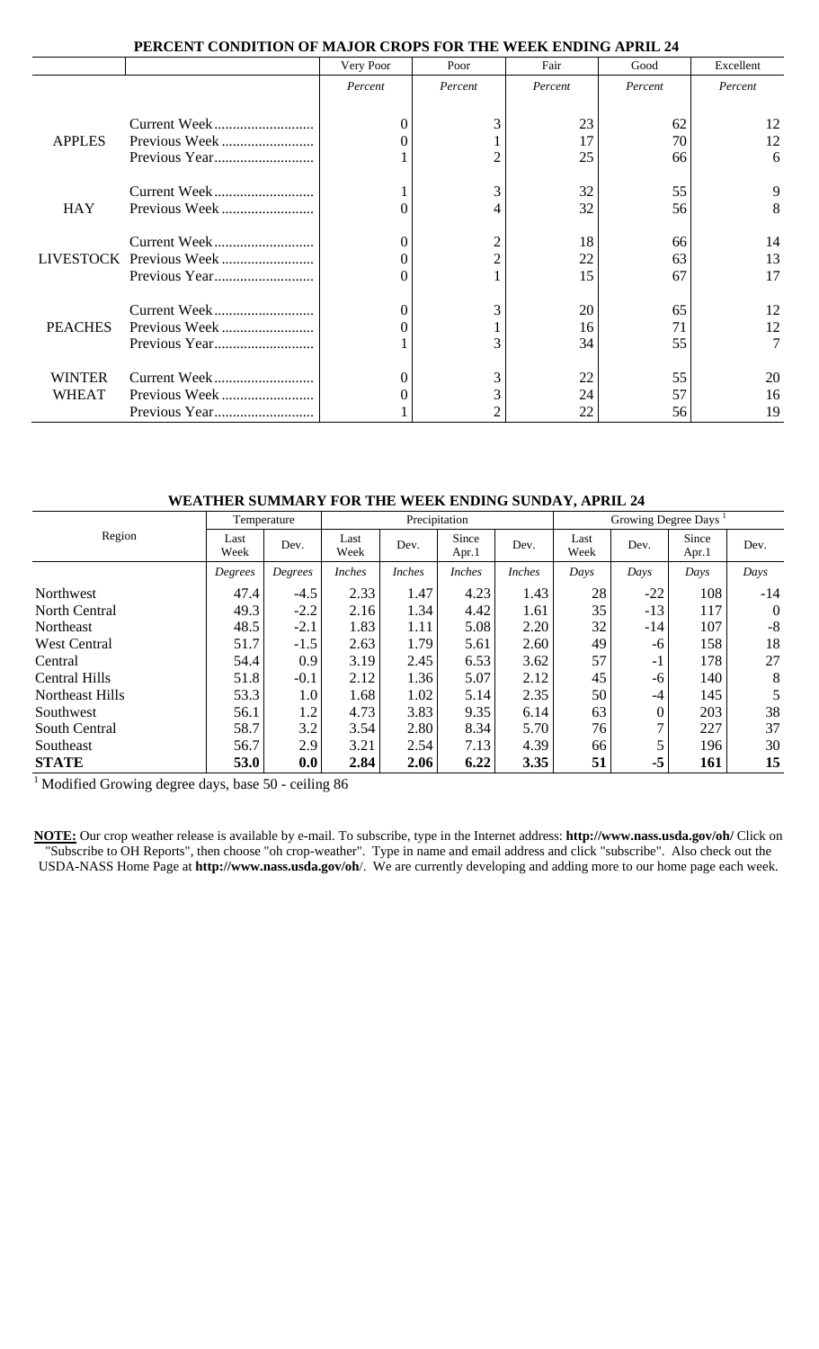**PERCENT CONDITION OF MAJOR CROPS FOR THE WEEK ENDING APRIL 24**

| | | Very Poor | Poor | Fair | Good | Excellent |
|---|---|---|---|---|---|---|
| | | *Percent* | *Percent* | *Percent* | *Percent* | *Percent* |
| APPLES | Current Week | 0 | 3 | 23 | 62 | 12 |
| | Previous Week | 0 | 1 | 17 | 70 | 12 |
| | Previous Year | 1 | 2 | 25 | 66 | 6 |
| HAY | Current Week | 1 | 3 | 32 | 55 | 9 |
| | Previous Week | 0 | 4 | 32 | 56 | 8 |
| LIVESTOCK | Current Week | 0 | 2 | 18 | 66 | 14 |
| | Previous Week | 0 | 2 | 22 | 63 | 13 |
| | Previous Year | 0 | 1 | 15 | 67 | 17 |
| PEACHES | Current Week | 0 | 3 | 20 | 65 | 12 |
| | Previous Week | 0 | 1 | 16 | 71 | 12 |
| | Previous Year | 1 | 3 | 34 | 55 | 7 |
| WINTER WHEAT | Current Week | 0 | 3 | 22 | 55 | 20 |
| | Previous Week | 0 | 3 | 24 | 57 | 16 |
| | Previous Year | 1 | 2 | 22 | 56 | 19 |

**WEATHER SUMMARY FOR THE WEEK ENDING SUNDAY, APRIL 24**

| Region | Temperature | | Precipitation | | | | Growing Degree Days [1] | | | |
|---|---|---|---|---|---|---|---|---|---|---|
| | Last Week | Dev. | Last Week | Dev. | Since Apr.1 | Dev. | Last Week | Dev. | Since Apr.1 | Dev. |
| | *Degrees* | *Degrees* | *Inches* | *Inches* | *Inches* | *Inches* | *Days* | *Days* | *Days* | *Days* |
| Northwest | 47.4 | -4.5 | 2.33 | 1.47 | 4.23 | 1.43 | 28 | -22 | 108 | -14 |
| North Central | 49.3 | -2.2 | 2.16 | 1.34 | 4.42 | 1.61 | 35 | -13 | 117 | 0 |
| Northeast | 48.5 | -2.1 | 1.83 | 1.11 | 5.08 | 2.20 | 32 | -14 | 107 | -8 |
| West Central | 51.7 | -1.5 | 2.63 | 1.79 | 5.61 | 2.60 | 49 | -6 | 158 | 18 |
| Central | 54.4 | 0.9 | 3.19 | 2.45 | 6.53 | 3.62 | 57 | -1 | 178 | 27 |
| Central Hills | 51.8 | -0.1 | 2.12 | 1.36 | 5.07 | 2.12 | 45 | -6 | 140 | 8 |
| Northeast Hills | 53.3 | 1.0 | 1.68 | 1.02 | 5.14 | 2.35 | 50 | -4 | 145 | 5 |
| Southwest | 56.1 | 1.2 | 4.73 | 3.83 | 9.35 | 6.14 | 63 | 0 | 203 | 38 |
| South Central | 58.7 | 3.2 | 3.54 | 2.80 | 8.34 | 5.70 | 76 | 7 | 227 | 37 |
| Southeast | 56.7 | 2.9 | 3.21 | 2.54 | 7.13 | 4.39 | 66 | 5 | 196 | 30 |
| **STATE** | **53.0** | **0.0** | **2.84** | **2.06** | **6.22** | **3.35** | **51** | **-5** | **161** | **15** |

[1] Modified Growing degree days, base 50 - ceiling 86

**NOTE:** Our crop weather release is available by e-mail. To subscribe, type in the Internet address: **http://www.nass.usda.gov/oh/** Click on "Subscribe to OH Reports", then choose "oh crop-weather". Type in name and email address and click "subscribe". Also check out the USDA-NASS Home Page at **http://www.nass.usda.gov/oh/**. We are currently developing and adding more to our home page each week.